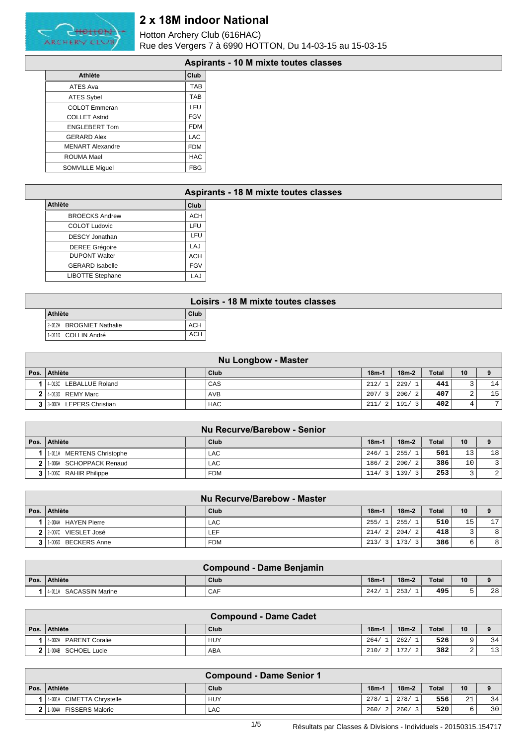# 2 x 18M indoor National

Hotton Archery Club (616HAC)
Rue des Vergers 7 à 6990 HOTTON, Du 14-03-15 au 15-03-15

## Aspirants - 10 M mixte toutes classes

| Athlète | Club |
|---|---|
| ATES Ava | TAB |
| ATES Sybel | TAB |
| COLOT Emmeran | LFU |
| COLLET Astrid | FGV |
| ENGLEBERT Tom | FDM |
| GERARD Alex | LAC |
| MENART Alexandre | FDM |
| ROUMA Mael | HAC |
| SOMVILLE Miguel | FBG |

## Aspirants - 18 M mixte toutes classes

| Athlète | Club |
|---|---|
| BROECKS Andrew | ACH |
| COLOT Ludovic | LFU |
| DESCY Jonathan | LFU |
| DEREE Grégoire | LAJ |
| DUPONT Walter | ACH |
| GERARD Isabelle | FGV |
| LIBOTTE Stephane | LAJ |

## Loisirs - 18 M mixte toutes classes

| Athlète | Club |
|---|---|
| 2-012A BROGNIET Nathalie | ACH |
| 1-011D COLLIN André | ACH |

## Nu Longbow - Master

| Pos. | Athlète | | Club | 18m-1 | 18m-2 | Total | 10 | 9 |
|---|---|---|---|---|---|---|---|---|
| 1 | 4-013C LEBALLUE Roland | | CAS | 212/ 1 | 229/ 1 | **441** | 3 | 14 |
| 2 | 4-013D REMY Marc | | AVB | 207/ 3 | 200/ 2 | **407** | 2 | 15 |
| 3 | 3-007A LEPERS Christian | | HAC | 211/ 2 | 191/ 3 | **402** | 4 | 7 |

## Nu Recurve/Barebow - Senior

| Pos. | Athlète | | Club | 18m-1 | 18m-2 | Total | 10 | 9 |
|---|---|---|---|---|---|---|---|---|
| 1 | 1-011A MERTENS Christophe | | LAC | 246/ 1 | 255/ 1 | **501** | 13 | 18 |
| 2 | 1-006A SCHOPPACK Renaud | | LAC | 186/ 2 | 200/ 2 | **386** | 10 | 3 |
| 3 | 1-006C RAHIR Philippe | | FDM | 114/ 3 | 139/ 3 | **253** | 3 | 2 |

## Nu Recurve/Barebow - Master

| Pos. | Athlète | | Club | 18m-1 | 18m-2 | Total | 10 | 9 |
|---|---|---|---|---|---|---|---|---|
| 1 | 2-004A HAYEN Pierre | | LAC | 255/ 1 | 255/ 1 | **510** | 15 | 17 |
| 2 | 2-007C VIESLET José | | LEF | 214/ 2 | 204/ 2 | **418** | 3 | 8 |
| 3 | 1-006D BECKERS Anne | | FDM | 213/ 3 | 173/ 3 | **386** | 6 | 8 |

## Compound - Dame Benjamin

| Pos. | Athlète | | Club | 18m-1 | 18m-2 | Total | 10 | 9 |
|---|---|---|---|---|---|---|---|---|
| 1 | 4-011A SACASSIN Marine | | CAF | 242/ 1 | 253/ 1 | **495** | 5 | 28 |

## Compound - Dame Cadet

| Pos. | Athlète | | Club | 18m-1 | 18m-2 | Total | 10 | 9 |
|---|---|---|---|---|---|---|---|---|
| 1 | 4-002A PARENT Coralie | | HUY | 264/ 1 | 262/ 1 | **526** | 9 | 34 |
| 2 | 1-004B SCHOEL Lucie | | ABA | 210/ 2 | 172/ 2 | **382** | 2 | 13 |

## Compound - Dame Senior 1

| Pos. | Athlète | | Club | 18m-1 | 18m-2 | Total | 10 | 9 |
|---|---|---|---|---|---|---|---|---|
| 1 | 4-001A CIMETTA Chrystelle | | HUY | 278/ 1 | 278/ 1 | **556** | 21 | 34 |
| 2 | 1-004A FISSERS Malorie | | LAC | 260/ 2 | 260/ 3 | **520** | 6 | 30 |

Résultats par Classes & Divisions - Individuels - 20150315.154717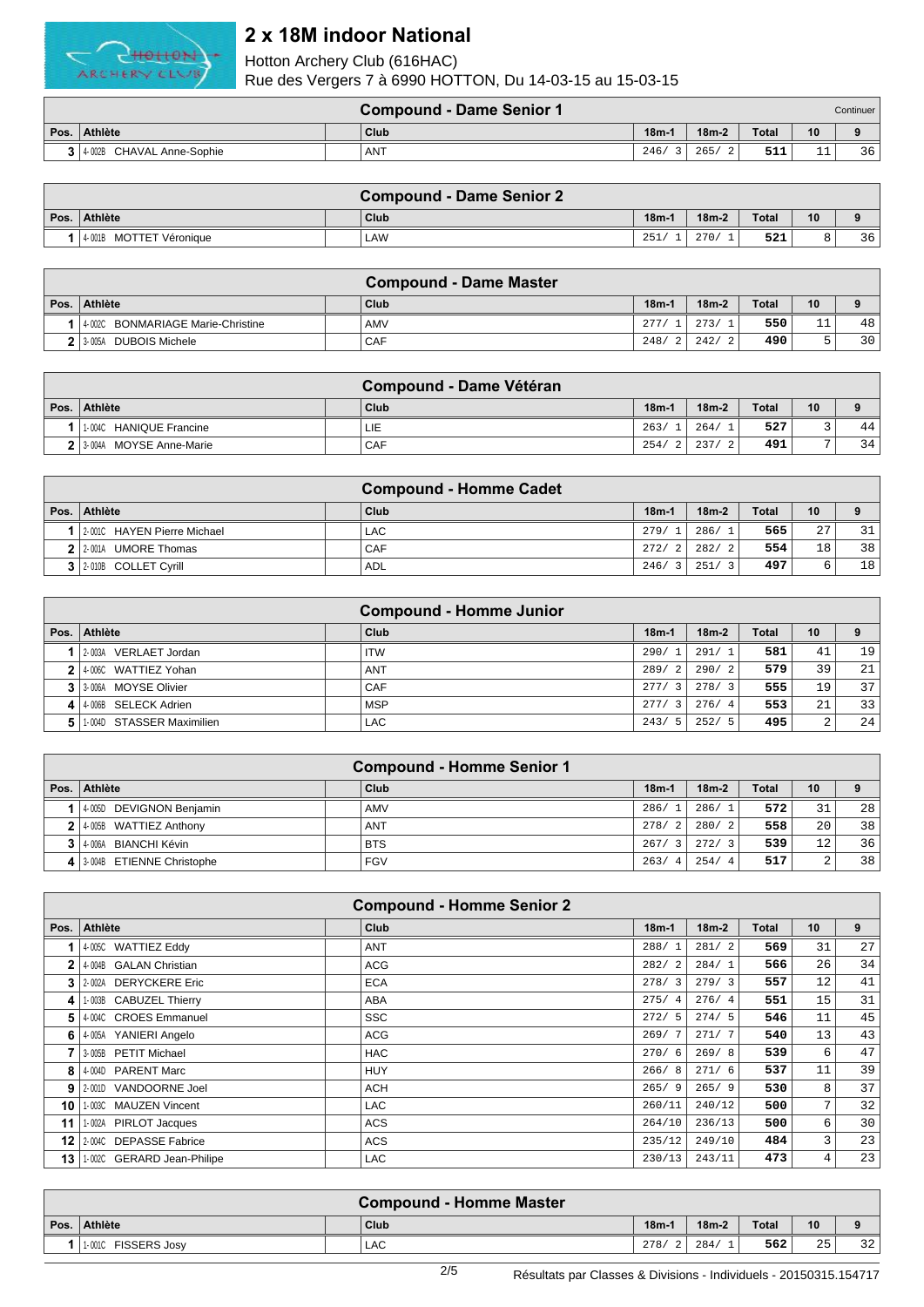# 2 x 18M indoor National

Hotton Archery Club (616HAC)

Rue des Vergers 7 à 6990 HOTTON, Du 14-03-15 au 15-03-15

## Compound - Dame Senior 1

Continuer

| Pos. | Athlète | Club | 18m-1 | 18m-2 | Total | 10 | 9 |
|---|---|---|---|---|---|---|---|
| 3 | 4-002B CHAVAL Anne-Sophie | ANT | 246/ 3 | 265/ 2 | 511 | 11 | 36 |

## Compound - Dame Senior 2

| Pos. | Athlète | Club | 18m-1 | 18m-2 | Total | 10 | 9 |
|---|---|---|---|---|---|---|---|
| 1 | 4-001B MOTTET Véronique | LAW | 251/ 1 | 270/ 1 | 521 | 8 | 36 |

## Compound - Dame Master

| Pos. | Athlète | Club | 18m-1 | 18m-2 | Total | 10 | 9 |
|---|---|---|---|---|---|---|---|
| 1 | 4-002C BONMARIAGE Marie-Christine | AMV | 277/ 1 | 273/ 1 | 550 | 11 | 48 |
| 2 | 3-005A DUBOIS Michele | CAF | 248/ 2 | 242/ 2 | 490 | 5 | 30 |

## Compound - Dame Vétéran

| Pos. | Athlète | Club | 18m-1 | 18m-2 | Total | 10 | 9 |
|---|---|---|---|---|---|---|---|
| 1 | 1-004C HANIQUE Francine | LIE | 263/ 1 | 264/ 1 | 527 | 3 | 44 |
| 2 | 3-004A MOYSE Anne-Marie | CAF | 254/ 2 | 237/ 2 | 491 | 7 | 34 |

## Compound - Homme Cadet

| Pos. | Athlète | Club | 18m-1 | 18m-2 | Total | 10 | 9 |
|---|---|---|---|---|---|---|---|
| 1 | 2-001C HAYEN Pierre Michael | LAC | 279/ 1 | 286/ 1 | 565 | 27 | 31 |
| 2 | 2-001A UMORE Thomas | CAF | 272/ 2 | 282/ 2 | 554 | 18 | 38 |
| 3 | 2-010B COLLET Cyrill | ADL | 246/ 3 | 251/ 3 | 497 | 6 | 18 |

## Compound - Homme Junior

| Pos. | Athlète | Club | 18m-1 | 18m-2 | Total | 10 | 9 |
|---|---|---|---|---|---|---|---|
| 1 | 2-003A VERLAET Jordan | ITW | 290/ 1 | 291/ 1 | 581 | 41 | 19 |
| 2 | 4-006C WATTIEZ Yohan | ANT | 289/ 2 | 290/ 2 | 579 | 39 | 21 |
| 3 | 3-006A MOYSE Olivier | CAF | 277/ 3 | 278/ 3 | 555 | 19 | 37 |
| 4 | 4-006B SELECK Adrien | MSP | 277/ 3 | 276/ 4 | 553 | 21 | 33 |
| 5 | 1-004D STASSER Maximilien | LAC | 243/ 5 | 252/ 5 | 495 | 2 | 24 |

## Compound - Homme Senior 1

| Pos. | Athlète | Club | 18m-1 | 18m-2 | Total | 10 | 9 |
|---|---|---|---|---|---|---|---|
| 1 | 4-005D DEVIGNON Benjamin | AMV | 286/ 1 | 286/ 1 | 572 | 31 | 28 |
| 2 | 4-005B WATTIEZ Anthony | ANT | 278/ 2 | 280/ 2 | 558 | 20 | 38 |
| 3 | 4-006A BIANCHI Kévin | BTS | 267/ 3 | 272/ 3 | 539 | 12 | 36 |
| 4 | 3-004B ETIENNE Christophe | FGV | 263/ 4 | 254/ 4 | 517 | 2 | 38 |

## Compound - Homme Senior 2

| Pos. | Athlète | Club | 18m-1 | 18m-2 | Total | 10 | 9 |
|---|---|---|---|---|---|---|---|
| 1 | 4-005C WATTIEZ Eddy | ANT | 288/ 1 | 281/ 2 | 569 | 31 | 27 |
| 2 | 4-004B GALAN Christian | ACG | 282/ 2 | 284/ 1 | 566 | 26 | 34 |
| 3 | 2-002A DERYCKERE Eric | ECA | 278/ 3 | 279/ 3 | 557 | 12 | 41 |
| 4 | 1-003B CABUZEL Thierry | ABA | 275/ 4 | 276/ 4 | 551 | 15 | 31 |
| 5 | 4-004C CROES Emmanuel | SSC | 272/ 5 | 274/ 5 | 546 | 11 | 45 |
| 6 | 4-005A YANIERI Angelo | ACG | 269/ 7 | 271/ 7 | 540 | 13 | 43 |
| 7 | 3-005B PETIT Michael | HAC | 270/ 6 | 269/ 8 | 539 | 6 | 47 |
| 8 | 4-004D PARENT Marc | HUY | 266/ 8 | 271/ 6 | 537 | 11 | 39 |
| 9 | 2-001D VANDOORNE Joel | ACH | 265/ 9 | 265/ 9 | 530 | 8 | 37 |
| 10 | 1-003C MAUZEN Vincent | LAC | 260/11 | 240/12 | 500 | 7 | 32 |
| 11 | 1-002A PIRLOT Jacques | ACS | 264/10 | 236/13 | 500 | 6 | 30 |
| 12 | 2-004C DEPASSE Fabrice | ACS | 235/12 | 249/10 | 484 | 3 | 23 |
| 13 | 1-002C GERARD Jean-Philipe | LAC | 230/13 | 243/11 | 473 | 4 | 23 |

## Compound - Homme Master

| Pos. | Athlète | Club | 18m-1 | 18m-2 | Total | 10 | 9 |
|---|---|---|---|---|---|---|---|
| 1 | 1-001C FISSERS Josy | LAC | 278/ 2 | 284/ 1 | 562 | 25 | 32 |

Résultats par Classes & Divisions - Individuels - 20150315.154717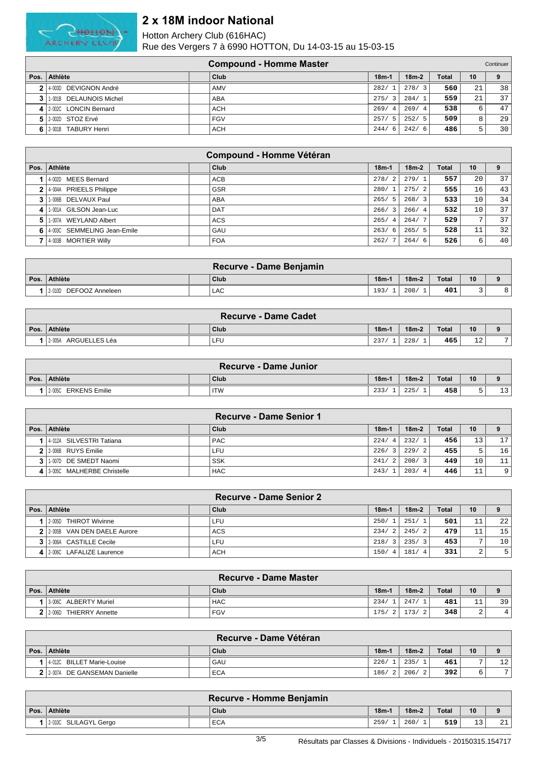# 2 x 18M indoor National

Hotton Archery Club (616HAC)
Rue des Vergers 7 à 6990 HOTTON, Du 14-03-15 au 15-03-15

## Compound - Homme Master

Continuer

| Pos. | Athlète | | Club | 18m-1 | 18m-2 | Total | 10 | 9 |
|---|---|---|---|---|---|---|---|---|
| 2 | 4-003D DEVIGNON André | | AMV | 282/ 1 | 278/ 3 | 560 | 21 | 38 |
| 3 | 1-001B DELAUNOIS Michel | | ABA | 275/ 3 | 284/ 1 | 559 | 21 | 37 |
| 4 | 2-002C LONCIN Bernard | | ACH | 269/ 4 | 269/ 4 | 538 | 6 | 47 |
| 5 | 2-002D STOZ Ervé | | FGV | 257/ 5 | 252/ 5 | 509 | 8 | 29 |
| 6 | 2-001B TABURY Henri | | ACH | 244/ 6 | 242/ 6 | 486 | 5 | 30 |

## Compound - Homme Vétéran

| Pos. | Athlète | | Club | 18m-1 | 18m-2 | Total | 10 | 9 |
|---|---|---|---|---|---|---|---|---|
| 1 | 4-002D MEES Bernard | | ACB | 278/ 2 | 279/ 1 | 557 | 20 | 37 |
| 2 | 4-004A PRIEELS Philippe | | GSR | 280/ 1 | 275/ 2 | 555 | 16 | 43 |
| 3 | 1-006B DELVAUX Paul | | ABA | 265/ 5 | 268/ 3 | 533 | 10 | 34 |
| 4 | 1-001A GILSON Jean-Luc | | DAT | 266/ 3 | 266/ 4 | 532 | 10 | 37 |
| 5 | 1-007A WEYLAND Albert | | ACS | 265/ 4 | 264/ 7 | 529 | 7 | 37 |
| 6 | 4-003C SEMMELING Jean-Emile | | GAU | 263/ 6 | 265/ 5 | 528 | 11 | 32 |
| 7 | 4-003B MORTIER Willy | | FOA | 262/ 7 | 264/ 6 | 526 | 6 | 40 |

## Recurve - Dame Benjamin

| Pos. | Athlète | | Club | 18m-1 | 18m-2 | Total | 10 | 9 |
|---|---|---|---|---|---|---|---|---|
| 1 | 2-010D DEFOOZ Anneleen | | LAC | 193/ 1 | 208/ 1 | 401 | 3 | 8 |

## Recurve - Dame Cadet

| Pos. | Athlète | | Club | 18m-1 | 18m-2 | Total | 10 | 9 |
|---|---|---|---|---|---|---|---|---|
| 1 | 2-005A ARGUELLES Léa | | LFU | 237/ 1 | 228/ 1 | 465 | 12 | 7 |

## Recurve - Dame Junior

| Pos. | Athlète | | Club | 18m-1 | 18m-2 | Total | 10 | 9 |
|---|---|---|---|---|---|---|---|---|
| 1 | 2-005C ERKENS Emilie | | ITW | 233/ 1 | 225/ 1 | 458 | 5 | 13 |

## Recurve - Dame Senior 1

| Pos. | Athlète | | Club | 18m-1 | 18m-2 | Total | 10 | 9 |
|---|---|---|---|---|---|---|---|---|
| 1 | 4-012A SILVESTRI Tatiana | | PAC | 224/ 4 | 232/ 1 | 456 | 13 | 17 |
| 2 | 2-006B RUYS Emilie | | LFU | 226/ 3 | 229/ 2 | 455 | 5 | 16 |
| 3 | 1-007D DE SMEDT Naomi | | SSK | 241/ 2 | 208/ 3 | 449 | 10 | 11 |
| 4 | 3-005C MALHERBE Christelle | | HAC | 243/ 1 | 203/ 4 | 446 | 11 | 9 |

## Recurve - Dame Senior 2

| Pos. | Athlète | | Club | 18m-1 | 18m-2 | Total | 10 | 9 |
|---|---|---|---|---|---|---|---|---|
| 1 | 2-005D THIROT Wivinne | | LFU | 250/ 1 | 251/ 1 | 501 | 11 | 22 |
| 2 | 2-005B VAN DEN DAELE Aurore | | ACS | 234/ 2 | 245/ 2 | 479 | 11 | 15 |
| 3 | 2-006A CASTILLE Cecile | | LFU | 218/ 3 | 235/ 3 | 453 | 7 | 10 |
| 4 | 2-006C LAFALIZE Laurence | | ACH | 150/ 4 | 181/ 4 | 331 | 2 | 5 |

## Recurve - Dame Master

| Pos. | Athlète | | Club | 18m-1 | 18m-2 | Total | 10 | 9 |
|---|---|---|---|---|---|---|---|---|
| 1 | 3-006C ALBERTY Muriel | | HAC | 234/ 1 | 247/ 1 | 481 | 11 | 39 |
| 2 | 2-006D THIERRY Annette | | FGV | 175/ 2 | 173/ 2 | 348 | 2 | 4 |

## Recurve - Dame Vétéran

| Pos. | Athlète | | Club | 18m-1 | 18m-2 | Total | 10 | 9 |
|---|---|---|---|---|---|---|---|---|
| 1 | 4-012C BILLET Marie-Louise | | GAU | 226/ 1 | 235/ 1 | 461 | 7 | 12 |
| 2 | 2-007A DE GANSEMAN Danielle | | ECA | 186/ 2 | 206/ 2 | 392 | 6 | 7 |

## Recurve - Homme Benjamin

| Pos. | Athlète | | Club | 18m-1 | 18m-2 | Total | 10 | 9 |
|---|---|---|---|---|---|---|---|---|
| 1 | 2-010C SLILAGYL Gergo | | ECA | 259/ 1 | 260/ 1 | 519 | 13 | 21 |

Résultats par Classes & Divisions - Individuels - 20150315.154717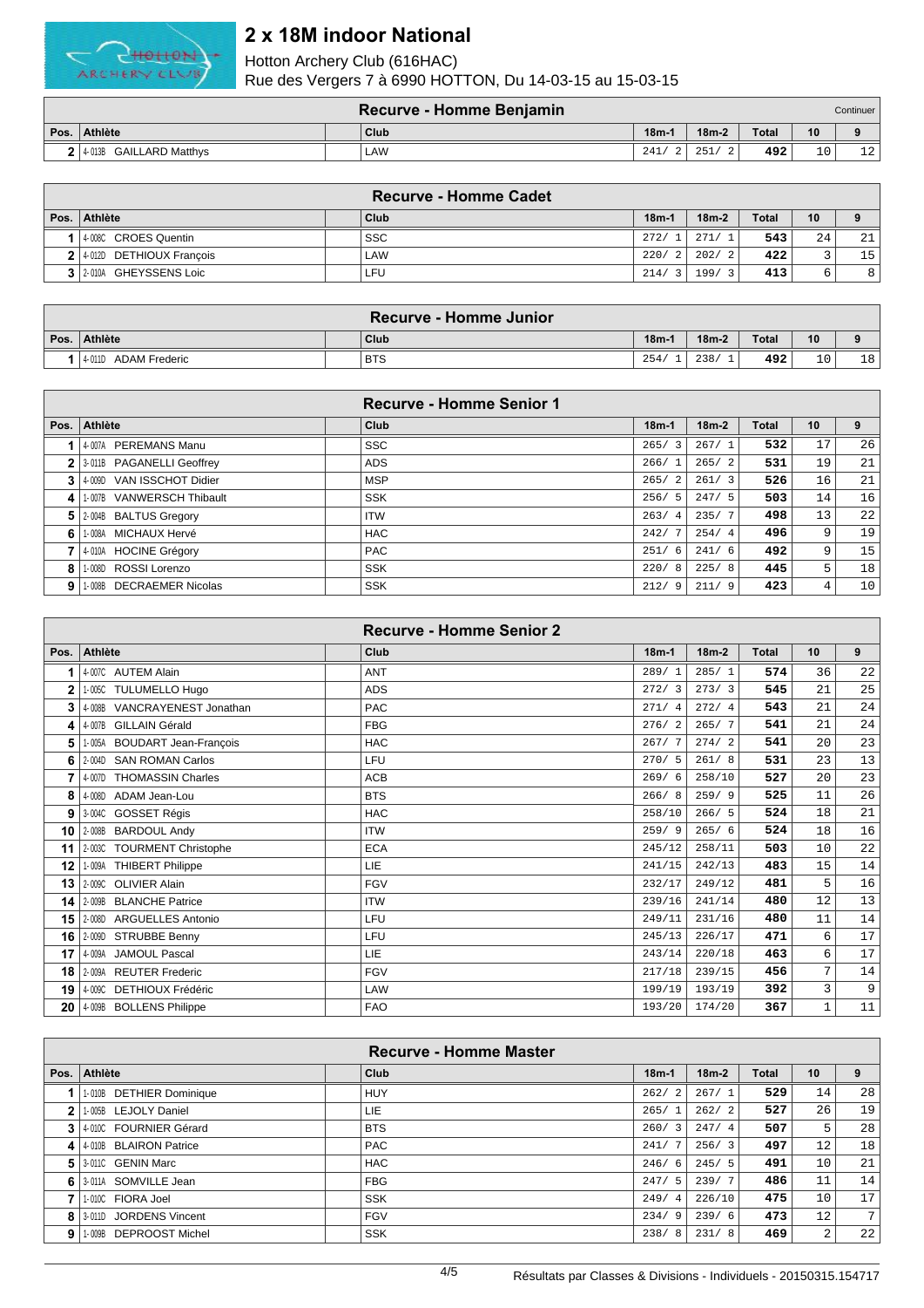# 2 x 18M indoor National

Hotton Archery Club (616HAC)
Rue des Vergers 7 à 6990 HOTTON, Du 14-03-15 au 15-03-15

## Recurve - Homme Benjamin

Continuer

| Pos. | Athlète | Club | 18m-1 | 18m-2 | Total | 10 | 9 |
|---|---|---|---|---|---|---|---|
| 2 | 4-013B GAILLARD Matthys | LAW | 241/ 2 | 251/ 2 | 492 | 10 | 12 |

## Recurve - Homme Cadet

| Pos. | Athlète | Club | 18m-1 | 18m-2 | Total | 10 | 9 |
|---|---|---|---|---|---|---|---|
| 1 | 4-008C CROES Quentin | SSC | 272/ 1 | 271/ 1 | 543 | 24 | 21 |
| 2 | 4-012D DETHIOUX François | LAW | 220/ 2 | 202/ 2 | 422 | 3 | 15 |
| 3 | 2-010A GHEYSSENS Loic | LFU | 214/ 3 | 199/ 3 | 413 | 6 | 8 |

## Recurve - Homme Junior

| Pos. | Athlète | Club | 18m-1 | 18m-2 | Total | 10 | 9 |
|---|---|---|---|---|---|---|---|
| 1 | 4-011D ADAM Frederic | BTS | 254/ 1 | 238/ 1 | 492 | 10 | 18 |

## Recurve - Homme Senior 1

| Pos. | Athlète | Club | 18m-1 | 18m-2 | Total | 10 | 9 |
|---|---|---|---|---|---|---|---|
| 1 | 4-007A PEREMANS Manu | SSC | 265/ 3 | 267/ 1 | 532 | 17 | 26 |
| 2 | 3-011B PAGANELLI Geoffrey | ADS | 266/ 1 | 265/ 2 | 531 | 19 | 21 |
| 3 | 4-009D VAN ISSCHOT Didier | MSP | 265/ 2 | 261/ 3 | 526 | 16 | 21 |
| 4 | 1-007B VANWERSCH Thibault | SSK | 256/ 5 | 247/ 5 | 503 | 14 | 16 |
| 5 | 2-004B BALTUS Gregory | ITW | 263/ 4 | 235/ 7 | 498 | 13 | 22 |
| 6 | 1-008A MICHAUX Hervé | HAC | 242/ 7 | 254/ 4 | 496 | 9 | 19 |
| 7 | 4-010A HOCINE Grégory | PAC | 251/ 6 | 241/ 6 | 492 | 9 | 15 |
| 8 | 1-008D ROSSI Lorenzo | SSK | 220/ 8 | 225/ 8 | 445 | 5 | 18 |
| 9 | 1-008B DECRAEMER Nicolas | SSK | 212/ 9 | 211/ 9 | 423 | 4 | 10 |

## Recurve - Homme Senior 2

| Pos. | Athlète | Club | 18m-1 | 18m-2 | Total | 10 | 9 |
|---|---|---|---|---|---|---|---|
| 1 | 4-007C AUTEM Alain | ANT | 289/ 1 | 285/ 1 | 574 | 36 | 22 |
| 2 | 1-005C TULUMELLO Hugo | ADS | 272/ 3 | 273/ 3 | 545 | 21 | 25 |
| 3 | 4-008B VANCRAYENEST Jonathan | PAC | 271/ 4 | 272/ 4 | 543 | 21 | 24 |
| 4 | 4-007B GILLAIN Gérald | FBG | 276/ 2 | 265/ 7 | 541 | 21 | 24 |
| 5 | 1-005A BOUDART Jean-François | HAC | 267/ 7 | 274/ 2 | 541 | 20 | 23 |
| 6 | 2-004D SAN ROMAN Carlos | LFU | 270/ 5 | 261/ 8 | 531 | 23 | 13 |
| 7 | 4-007D THOMASSIN Charles | ACB | 269/ 6 | 258/10 | 527 | 20 | 23 |
| 8 | 4-008D ADAM Jean-Lou | BTS | 266/ 8 | 259/ 9 | 525 | 11 | 26 |
| 9 | 3-004C GOSSET Régis | HAC | 258/10 | 266/ 5 | 524 | 18 | 21 |
| 10 | 2-008B BARDOUL Andy | ITW | 259/ 9 | 265/ 6 | 524 | 18 | 16 |
| 11 | 2-003C TOURMENT Christophe | ECA | 245/12 | 258/11 | 503 | 10 | 22 |
| 12 | 1-009A THIBERT Philippe | LIE | 241/15 | 242/13 | 483 | 15 | 14 |
| 13 | 2-009C OLIVIER Alain | FGV | 232/17 | 249/12 | 481 | 5 | 16 |
| 14 | 2-009B BLANCHE Patrice | ITW | 239/16 | 241/14 | 480 | 12 | 13 |
| 15 | 2-008D ARGUELLES Antonio | LFU | 249/11 | 231/16 | 480 | 11 | 14 |
| 16 | 2-009D STRUBBE Benny | LFU | 245/13 | 226/17 | 471 | 6 | 17 |
| 17 | 4-009A JAMOUL Pascal | LIE | 243/14 | 220/18 | 463 | 6 | 17 |
| 18 | 2-009A REUTER Frederic | FGV | 217/18 | 239/15 | 456 | 7 | 14 |
| 19 | 4-009C DETHIOUX Frédéric | LAW | 199/19 | 193/19 | 392 | 3 | 9 |
| 20 | 4-009B BOLLENS Philippe | FAO | 193/20 | 174/20 | 367 | 1 | 11 |

## Recurve - Homme Master

| Pos. | Athlète | Club | 18m-1 | 18m-2 | Total | 10 | 9 |
|---|---|---|---|---|---|---|---|
| 1 | 1-010B DETHIER Dominique | HUY | 262/ 2 | 267/ 1 | 529 | 14 | 28 |
| 2 | 1-005B LEJOLY Daniel | LIE | 265/ 1 | 262/ 2 | 527 | 26 | 19 |
| 3 | 4-010C FOURNIER Gérard | BTS | 260/ 3 | 247/ 4 | 507 | 5 | 28 |
| 4 | 4-010B BLAIRON Patrice | PAC | 241/ 7 | 256/ 3 | 497 | 12 | 18 |
| 5 | 3-011C GENIN Marc | HAC | 246/ 6 | 245/ 5 | 491 | 10 | 21 |
| 6 | 3-011A SOMVILLE Jean | FBG | 247/ 5 | 239/ 7 | 486 | 11 | 14 |
| 7 | 1-010C FIORA Joel | SSK | 249/ 4 | 226/10 | 475 | 10 | 17 |
| 8 | 3-011D JORDENS Vincent | FGV | 234/ 9 | 239/ 6 | 473 | 12 | 7 |
| 9 | 1-009B DEPROOST Michel | SSK | 238/ 8 | 231/ 8 | 469 | 2 | 22 |

Résultats par Classes & Divisions - Individuels - 20150315.154717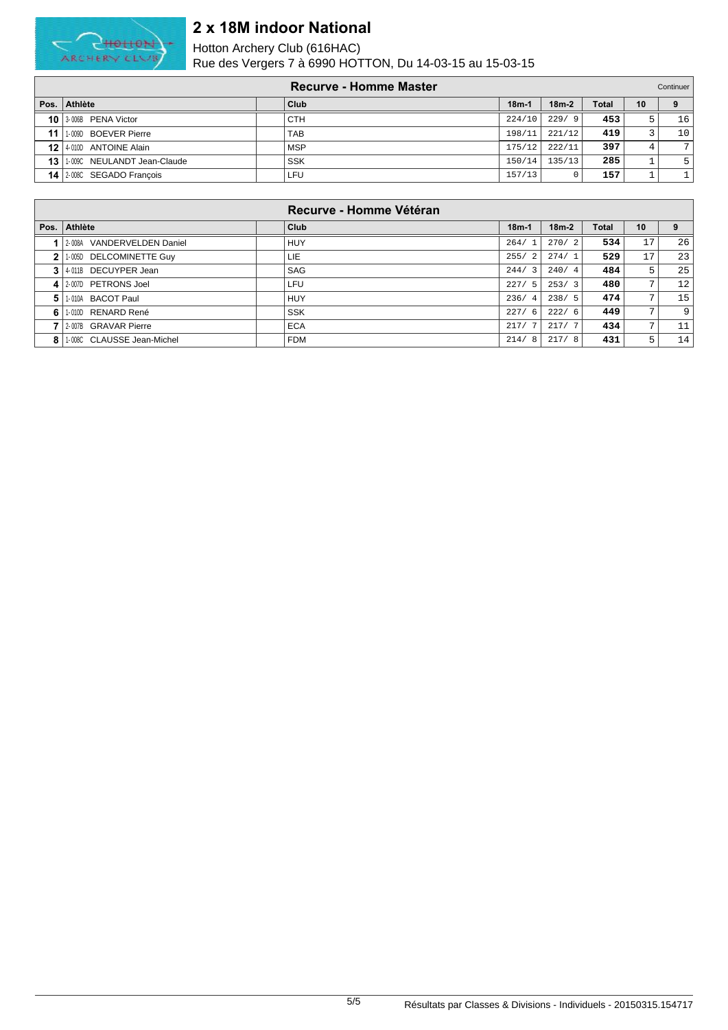# 2 x 18M indoor National

Hotton Archery Club (616HAC)
Rue des Vergers 7 à 6990 HOTTON, Du 14-03-15 au 15-03-15

## Recurve - Homme Master

Continuer

| Pos. | Athlète | | Club | 18m-1 | 18m-2 | Total | 10 | 9 |
|---|---|---|---|---|---|---|---|---|
| 10 | 3-006B PENA Victor | | CTH | 224/10 | 229/ 9 | 453 | 5 | 16 |
| 11 | 1-009D BOEVER Pierre | | TAB | 198/11 | 221/12 | 419 | 3 | 10 |
| 12 | 4-010D ANTOINE Alain | | MSP | 175/12 | 222/11 | 397 | 4 | 7 |
| 13 | 1-009C NEULANDT Jean-Claude | | SSK | 150/14 | 135/13 | 285 | 1 | 5 |
| 14 | 2-008C SEGADO François | | LFU | 157/13 | 0 | 157 | 1 | 1 |

## Recurve - Homme Vétéran

| Pos. | Athlète | | Club | 18m-1 | 18m-2 | Total | 10 | 9 |
|---|---|---|---|---|---|---|---|---|
| 1 | 2-008A VANDERVELDEN Daniel | | HUY | 264/ 1 | 270/ 2 | 534 | 17 | 26 |
| 2 | 1-005D DELCOMINETTE Guy | | LIE | 255/ 2 | 274/ 1 | 529 | 17 | 23 |
| 3 | 4-011B DECUYPER Jean | | SAG | 244/ 3 | 240/ 4 | 484 | 5 | 25 |
| 4 | 2-007D PETRONS Joel | | LFU | 227/ 5 | 253/ 3 | 480 | 7 | 12 |
| 5 | 1-010A BACOT Paul | | HUY | 236/ 4 | 238/ 5 | 474 | 7 | 15 |
| 6 | 1-010D RENARD René | | SSK | 227/ 6 | 222/ 6 | 449 | 7 | 9 |
| 7 | 2-007B GRAVAR Pierre | | ECA | 217/ 7 | 217/ 7 | 434 | 7 | 11 |
| 8 | 1-008C CLAUSSE Jean-Michel | | FDM | 214/ 8 | 217/ 8 | 431 | 5 | 14 |

Résultats par Classes & Divisions - Individuels - 20150315.154717